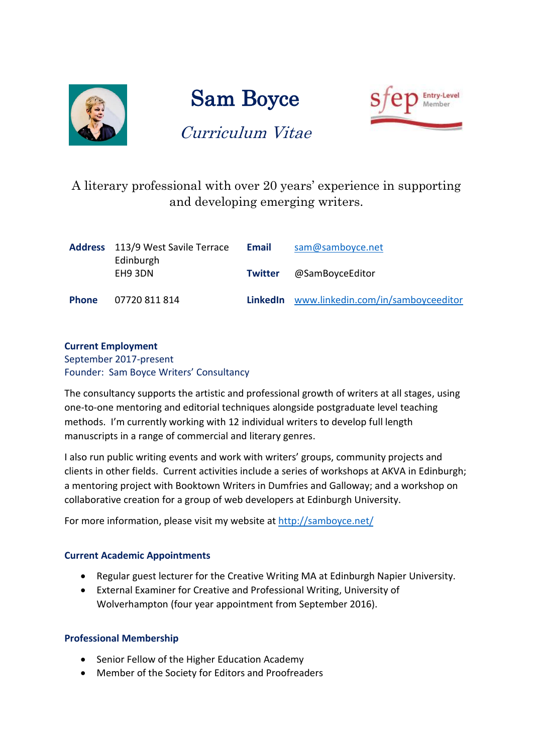# Sam Boyce

*Curriculum Vitae*

sfep Entry-Level Member

A literary professional with over 20 years' experience in supporting and developing emerging writers.

| | | | |
|---|---|---|---|
| **Address** | 113/9 West Savile Terrace<br>Edinburgh<br>EH9 3DN | **Email** | sam@samboyce.net |
| | | **Twitter** | @SamBoyceEditor |
| **Phone** | 07720 811 814 | **LinkedIn** | www.linkedin.com/in/samboyceeditor |

## Current Employment

September 2017-present
Founder: Sam Boyce Writers' Consultancy

The consultancy supports the artistic and professional growth of writers at all stages, using one-to-one mentoring and editorial techniques alongside postgraduate level teaching methods. I'm currently working with 12 individual writers to develop full length manuscripts in a range of commercial and literary genres.

I also run public writing events and work with writers' groups, community projects and clients in other fields. Current activities include a series of workshops at AKVA in Edinburgh; a mentoring project with Booktown Writers in Dumfries and Galloway; and a workshop on collaborative creation for a group of web developers at Edinburgh University.

For more information, please visit my website at http://samboyce.net/

## Current Academic Appointments

- Regular guest lecturer for the Creative Writing MA at Edinburgh Napier University.
- External Examiner for Creative and Professional Writing, University of Wolverhampton (four year appointment from September 2016).

## Professional Membership

- Senior Fellow of the Higher Education Academy
- Member of the Society for Editors and Proofreaders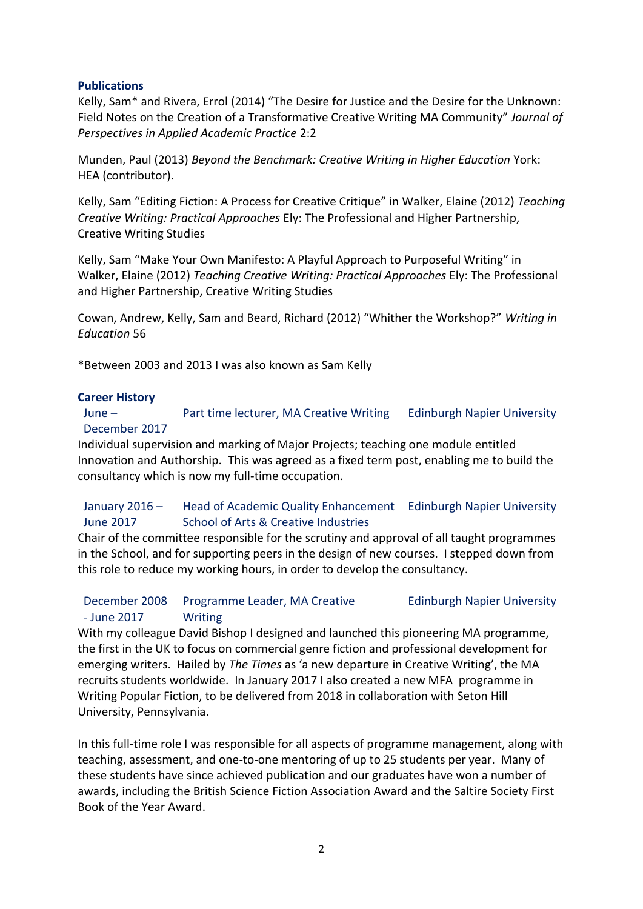## Publications

Kelly, Sam* and Rivera, Errol (2014) "The Desire for Justice and the Desire for the Unknown: Field Notes on the Creation of a Transformative Creative Writing MA Community" *Journal of Perspectives in Applied Academic Practice* 2:2

Munden, Paul (2013) *Beyond the Benchmark: Creative Writing in Higher Education* York: HEA (contributor).

Kelly, Sam "Editing Fiction: A Process for Creative Critique" in Walker, Elaine (2012) *Teaching Creative Writing: Practical Approaches* Ely: The Professional and Higher Partnership, Creative Writing Studies

Kelly, Sam "Make Your Own Manifesto: A Playful Approach to Purposeful Writing" in Walker, Elaine (2012) *Teaching Creative Writing: Practical Approaches* Ely: The Professional and Higher Partnership, Creative Writing Studies

Cowan, Andrew, Kelly, Sam and Beard, Richard (2012) "Whither the Workshop?" *Writing in Education* 56

*Between 2003 and 2013 I was also known as Sam Kelly

## Career History

**June – December 2017** | Part time lecturer, MA Creative Writing | Edinburgh Napier University

Individual supervision and marking of Major Projects; teaching one module entitled Innovation and Authorship. This was agreed as a fixed term post, enabling me to build the consultancy which is now my full-time occupation.

**January 2016 – June 2017** | Head of Academic Quality Enhancement, School of Arts & Creative Industries | Edinburgh Napier University

Chair of the committee responsible for the scrutiny and approval of all taught programmes in the School, and for supporting peers in the design of new courses. I stepped down from this role to reduce my working hours, in order to develop the consultancy.

**December 2008 - June 2017** | Programme Leader, MA Creative Writing | Edinburgh Napier University

With my colleague David Bishop I designed and launched this pioneering MA programme, the first in the UK to focus on commercial genre fiction and professional development for emerging writers. Hailed by *The Times* as 'a new departure in Creative Writing', the MA recruits students worldwide. In January 2017 I also created a new MFA programme in Writing Popular Fiction, to be delivered from 2018 in collaboration with Seton Hill University, Pennsylvania.

In this full-time role I was responsible for all aspects of programme management, along with teaching, assessment, and one-to-one mentoring of up to 25 students per year. Many of these students have since achieved publication and our graduates have won a number of awards, including the British Science Fiction Association Award and the Saltire Society First Book of the Year Award.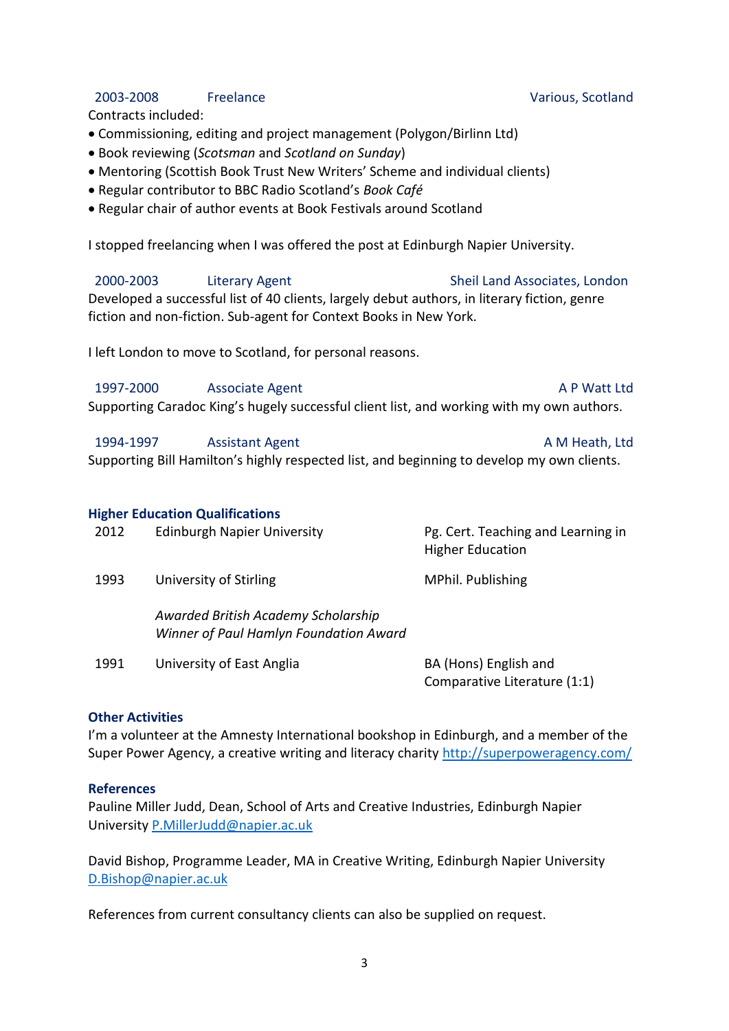2003-2008 Freelance — Various, Scotland

Contracts included:

- Commissioning, editing and project management (Polygon/Birlinn Ltd)
- Book reviewing (*Scotsman* and *Scotland on Sunday*)
- Mentoring (Scottish Book Trust New Writers' Scheme and individual clients)
- Regular contributor to BBC Radio Scotland's *Book Café*
- Regular chair of author events at Book Festivals around Scotland

I stopped freelancing when I was offered the post at Edinburgh Napier University.

2000-2003 Literary Agent — Sheil Land Associates, London

Developed a successful list of 40 clients, largely debut authors, in literary fiction, genre fiction and non-fiction. Sub-agent for Context Books in New York.

I left London to move to Scotland, for personal reasons.

1997-2000 Associate Agent — A P Watt Ltd

Supporting Caradoc King's hugely successful client list, and working with my own authors.

1994-1997 Assistant Agent — A M Heath, Ltd

Supporting Bill Hamilton's highly respected list, and beginning to develop my own clients.

### Higher Education Qualifications

| | | |
|---|---|---|
| 2012 | Edinburgh Napier University | Pg. Cert. Teaching and Learning in Higher Education |
| 1993 | University of Stirling | MPhil. Publishing |
| | *Awarded British Academy Scholarship*<br>*Winner of Paul Hamlyn Foundation Award* | |
| 1991 | University of East Anglia | BA (Hons) English and Comparative Literature (1:1) |

### Other Activities

I'm a volunteer at the Amnesty International bookshop in Edinburgh, and a member of the Super Power Agency, a creative writing and literacy charity http://superpoweragency.com/

### References

Pauline Miller Judd, Dean, School of Arts and Creative Industries, Edinburgh Napier University P.MillerJudd@napier.ac.uk

David Bishop, Programme Leader, MA in Creative Writing, Edinburgh Napier University D.Bishop@napier.ac.uk

References from current consultancy clients can also be supplied on request.